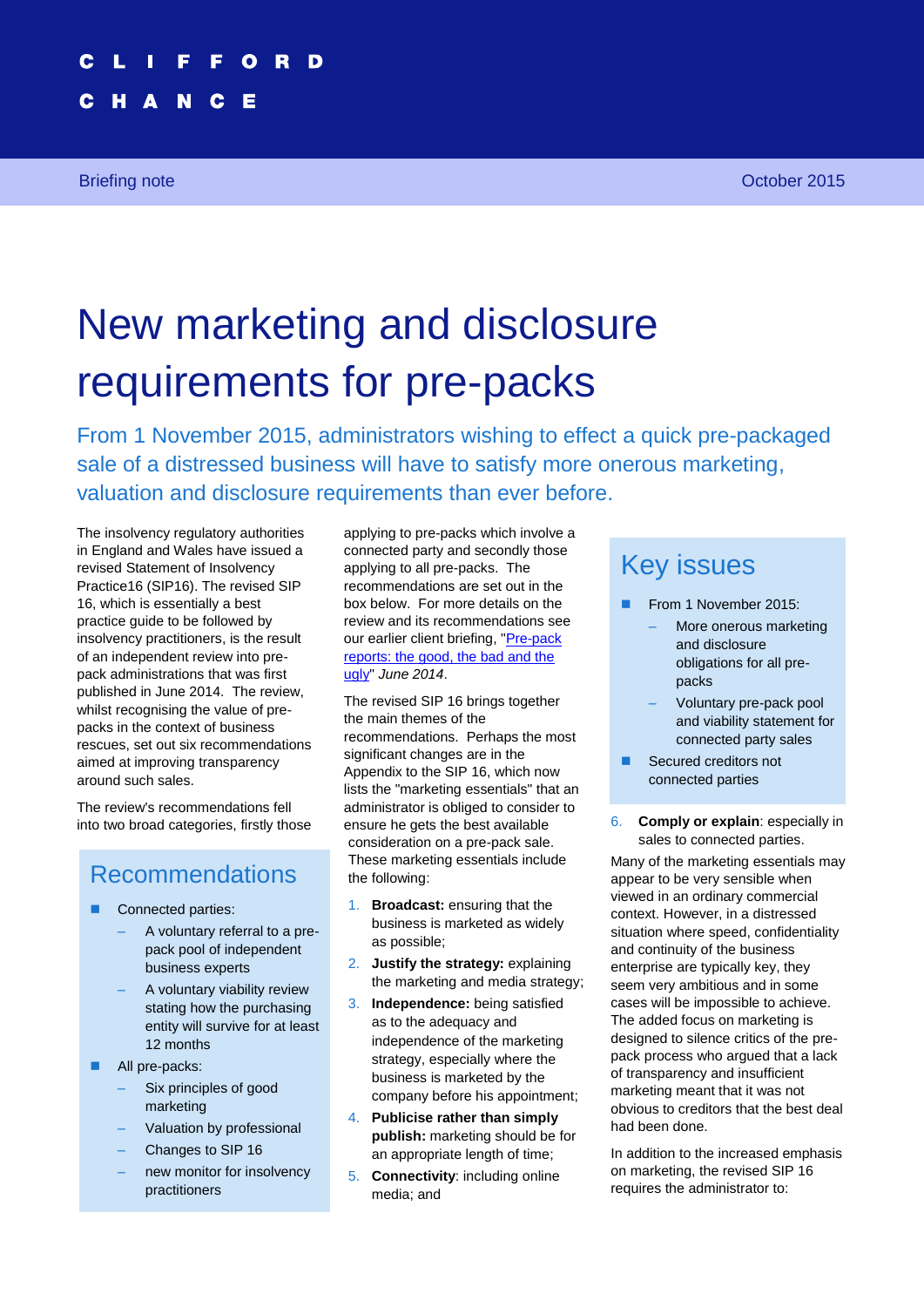CLIFFORD CHANCE

Briefing note — October 2015

# New marketing and disclosure requirements for pre-packs

## From 1 November 2015, administrators wishing to effect a quick pre-packaged sale of a distressed business will have to satisfy more onerous marketing, valuation and disclosure requirements than ever before.

The insolvency regulatory authorities in England and Wales have issued a revised Statement of Insolvency Practice16 (SIP16). The revised SIP 16, which is essentially a best practice guide to be followed by insolvency practitioners, is the result of an independent review into pre-pack administrations that was first published in June 2014. The review, whilst recognising the value of pre-packs in the context of business rescues, set out six recommendations aimed at improving transparency around such sales.

The review's recommendations fell into two broad categories, firstly those applying to pre-packs which involve a connected party and secondly those applying to all pre-packs. The recommendations are set out in the box below. For more details on the review and its recommendations see our earlier client briefing, "Pre-pack reports: the good, the bad and the ugly" *June 2014*.

## Recommendations

- Connected parties:
  - A voluntary referral to a pre-pack pool of independent business experts
  - A voluntary viability review stating how the purchasing entity will survive for at least 12 months
- All pre-packs:
  - Six principles of good marketing
  - Valuation by professional
  - Changes to SIP 16
  - new monitor for insolvency practitioners

The revised SIP 16 brings together the main themes of the recommendations. Perhaps the most significant changes are in the Appendix to the SIP 16, which now lists the "marketing essentials" that an administrator is obliged to consider to ensure he gets the best available consideration on a pre-pack sale. These marketing essentials include the following:

1. **Broadcast:** ensuring that the business is marketed as widely as possible;
2. **Justify the strategy:** explaining the marketing and media strategy;
3. **Independence:** being satisfied as to the adequacy and independence of the marketing strategy, especially where the business is marketed by the company before his appointment;
4. **Publicise rather than simply publish:** marketing should be for an appropriate length of time;
5. **Connectivity**: including online media; and
6. **Comply or explain**: especially in sales to connected parties.

## Key issues

- From 1 November 2015:
  - More onerous marketing and disclosure obligations for all pre-packs
  - Voluntary pre-pack pool and viability statement for connected party sales
- Secured creditors not connected parties

Many of the marketing essentials may appear to be very sensible when viewed in an ordinary commercial context. However, in a distressed situation where speed, confidentiality and continuity of the business enterprise are typically key, they seem very ambitious and in some cases will be impossible to achieve. The added focus on marketing is designed to silence critics of the pre-pack process who argued that a lack of transparency and insufficient marketing meant that it was not obvious to creditors that the best deal had been done.

In addition to the increased emphasis on marketing, the revised SIP 16 requires the administrator to: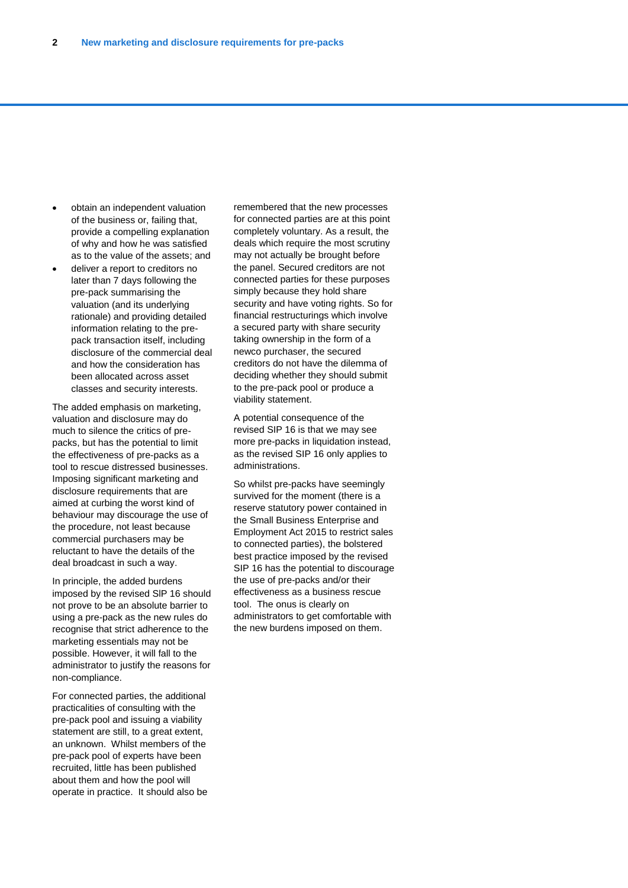- obtain an independent valuation of the business or, failing that, provide a compelling explanation of why and how he was satisfied as to the value of the assets; and
- deliver a report to creditors no later than 7 days following the pre-pack summarising the valuation (and its underlying rationale) and providing detailed information relating to the pre-pack transaction itself, including disclosure of the commercial deal and how the consideration has been allocated across asset classes and security interests.

The added emphasis on marketing, valuation and disclosure may do much to silence the critics of pre-packs, but has the potential to limit the effectiveness of pre-packs as a tool to rescue distressed businesses. Imposing significant marketing and disclosure requirements that are aimed at curbing the worst kind of behaviour may discourage the use of the procedure, not least because commercial purchasers may be reluctant to have the details of the deal broadcast in such a way.

In principle, the added burdens imposed by the revised SIP 16 should not prove to be an absolute barrier to using a pre-pack as the new rules do recognise that strict adherence to the marketing essentials may not be possible. However, it will fall to the administrator to justify the reasons for non-compliance.

For connected parties, the additional practicalities of consulting with the pre-pack pool and issuing a viability statement are still, to a great extent, an unknown. Whilst members of the pre-pack pool of experts have been recruited, little has been published about them and how the pool will operate in practice. It should also be remembered that the new processes for connected parties are at this point completely voluntary. As a result, the deals which require the most scrutiny may not actually be brought before the panel. Secured creditors are not connected parties for these purposes simply because they hold share security and have voting rights. So for financial restructurings which involve a secured party with share security taking ownership in the form of a newco purchaser, the secured creditors do not have the dilemma of deciding whether they should submit to the pre-pack pool or produce a viability statement.

A potential consequence of the revised SIP 16 is that we may see more pre-packs in liquidation instead, as the revised SIP 16 only applies to administrations.

So whilst pre-packs have seemingly survived for the moment (there is a reserve statutory power contained in the Small Business Enterprise and Employment Act 2015 to restrict sales to connected parties), the bolstered best practice imposed by the revised SIP 16 has the potential to discourage the use of pre-packs and/or their effectiveness as a business rescue tool. The onus is clearly on administrators to get comfortable with the new burdens imposed on them.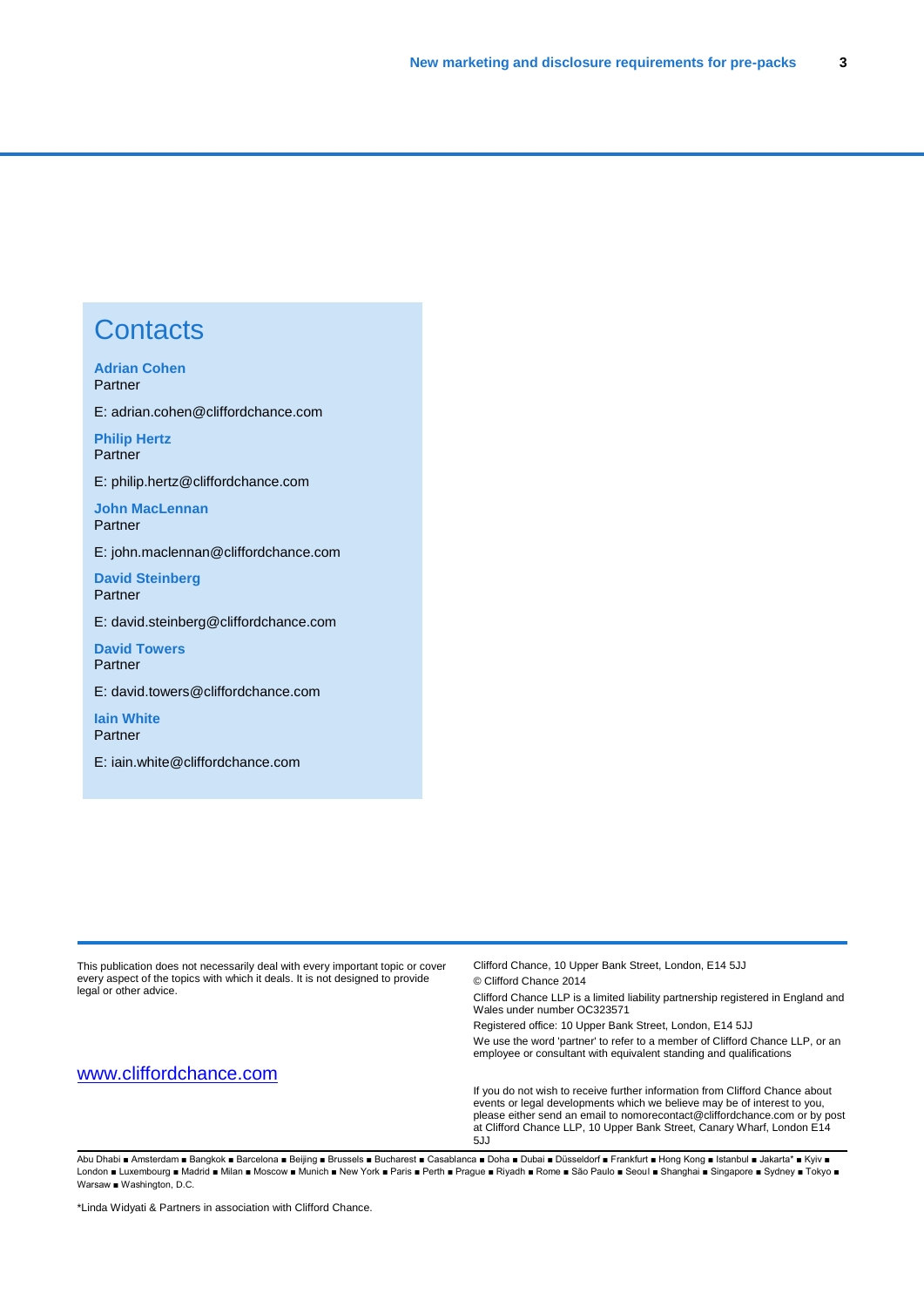## Contacts

**Adrian Cohen**
Partner

E: adrian.cohen@cliffordchance.com

**Philip Hertz**
Partner

E: philip.hertz@cliffordchance.com

**John MacLennan**
Partner

E: john.maclennan@cliffordchance.com

**David Steinberg**
Partner

E: david.steinberg@cliffordchance.com

**David Towers**
Partner

E: david.towers@cliffordchance.com

**Iain White**
Partner

E: iain.white@cliffordchance.com

This publication does not necessarily deal with every important topic or cover every aspect of the topics with which it deals. It is not designed to provide legal or other advice.

www.cliffordchance.com

Clifford Chance, 10 Upper Bank Street, London, E14 5JJ

© Clifford Chance 2014

Clifford Chance LLP is a limited liability partnership registered in England and Wales under number OC323571

Registered office: 10 Upper Bank Street, London, E14 5JJ

We use the word 'partner' to refer to a member of Clifford Chance LLP, or an employee or consultant with equivalent standing and qualifications

If you do not wish to receive further information from Clifford Chance about events or legal developments which we believe may be of interest to you, please either send an email to nomorecontact@cliffordchance.com or by post at Clifford Chance LLP, 10 Upper Bank Street, Canary Wharf, London E14 5JJ

Abu Dhabi ■ Amsterdam ■ Bangkok ■ Barcelona ■ Beijing ■ Brussels ■ Bucharest ■ Casablanca ■ Doha ■ Dubai ■ Düsseldorf ■ Frankfurt ■ Hong Kong ■ Istanbul ■ Jakarta* ■ Kyiv ■ London ■ Luxembourg ■ Madrid ■ Milan ■ Moscow ■ Munich ■ New York ■ Paris ■ Perth ■ Prague ■ Riyadh ■ Rome ■ São Paulo ■ Seoul ■ Shanghai ■ Singapore ■ Sydney ■ Tokyo ■ Warsaw ■ Washington, D.C.

*Linda Widyati & Partners in association with Clifford Chance.